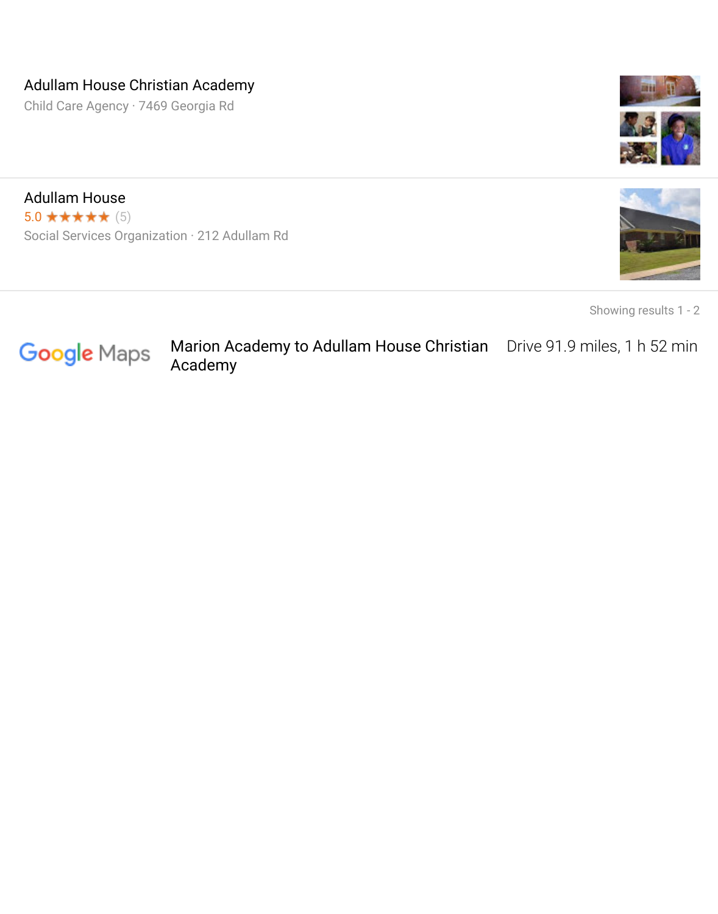Adullam House Christian Academy

Child Care Agency · 7469 Georgia Rd

Adullam House

5.0 ★★★★★ (5)

Social Services Organization · 212 Adullam Rd

Showing results 1 - 2

Google Maps

Marion Academy to Adullam House Christian Academy

Drive 91.9 miles, 1 h 52 min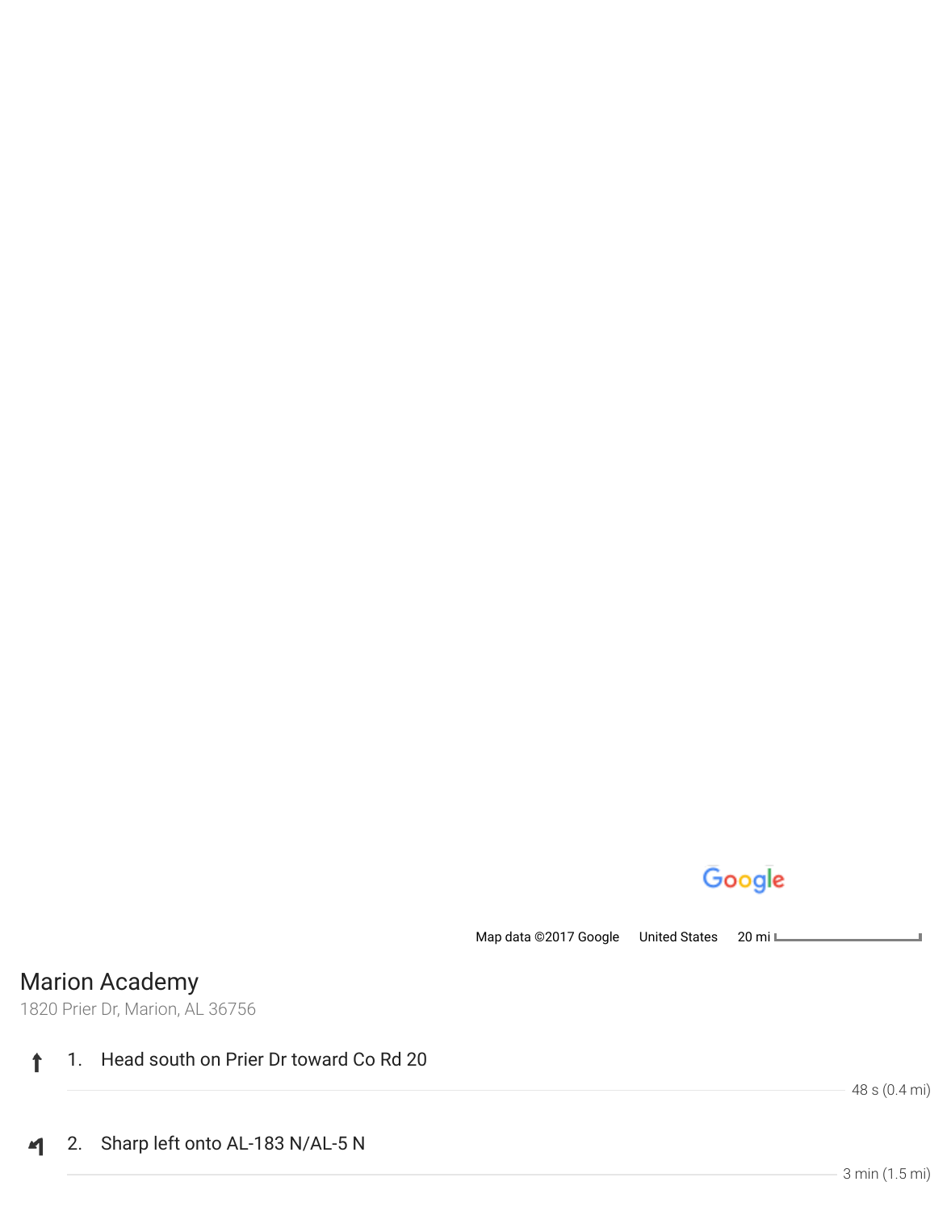Map data ©2017 Google United States 20 mi

## Marion Academy

1820 Prier Dr, Marion, AL 36756

1. Head south on Prier Dr toward Co Rd 20

   48 s (0.4 mi)

2. Sharp left onto AL-183 N/AL-5 N

   3 min (1.5 mi)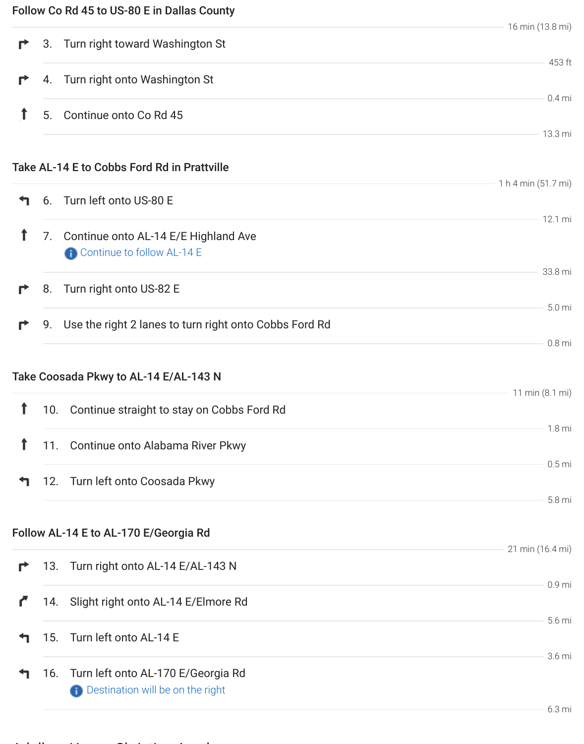## Follow Co Rd 45 to US-80 E in Dallas County

16 min (13.8 mi)

3. Turn right toward Washington St

453 ft

4. Turn right onto Washington St

0.4 mi

5. Continue onto Co Rd 45

13.3 mi

## Take AL-14 E to Cobbs Ford Rd in Prattville

1 h 4 min (51.7 mi)

6. Turn left onto US-80 E

12.1 mi

7. Continue onto AL-14 E/E Highland Ave

   Continue to follow AL-14 E

33.8 mi

8. Turn right onto US-82 E

5.0 mi

9. Use the right 2 lanes to turn right onto Cobbs Ford Rd

0.8 mi

## Take Coosada Pkwy to AL-14 E/AL-143 N

11 min (8.1 mi)

10. Continue straight to stay on Cobbs Ford Rd

1.8 mi

11. Continue onto Alabama River Pkwy

0.5 mi

12. Turn left onto Coosada Pkwy

5.8 mi

## Follow AL-14 E to AL-170 E/Georgia Rd

21 min (16.4 mi)

13. Turn right onto AL-14 E/AL-143 N

0.9 mi

14. Slight right onto AL-14 E/Elmore Rd

5.6 mi

15. Turn left onto AL-14 E

3.6 mi

16. Turn left onto AL-170 E/Georgia Rd

    Destination will be on the right

6.3 mi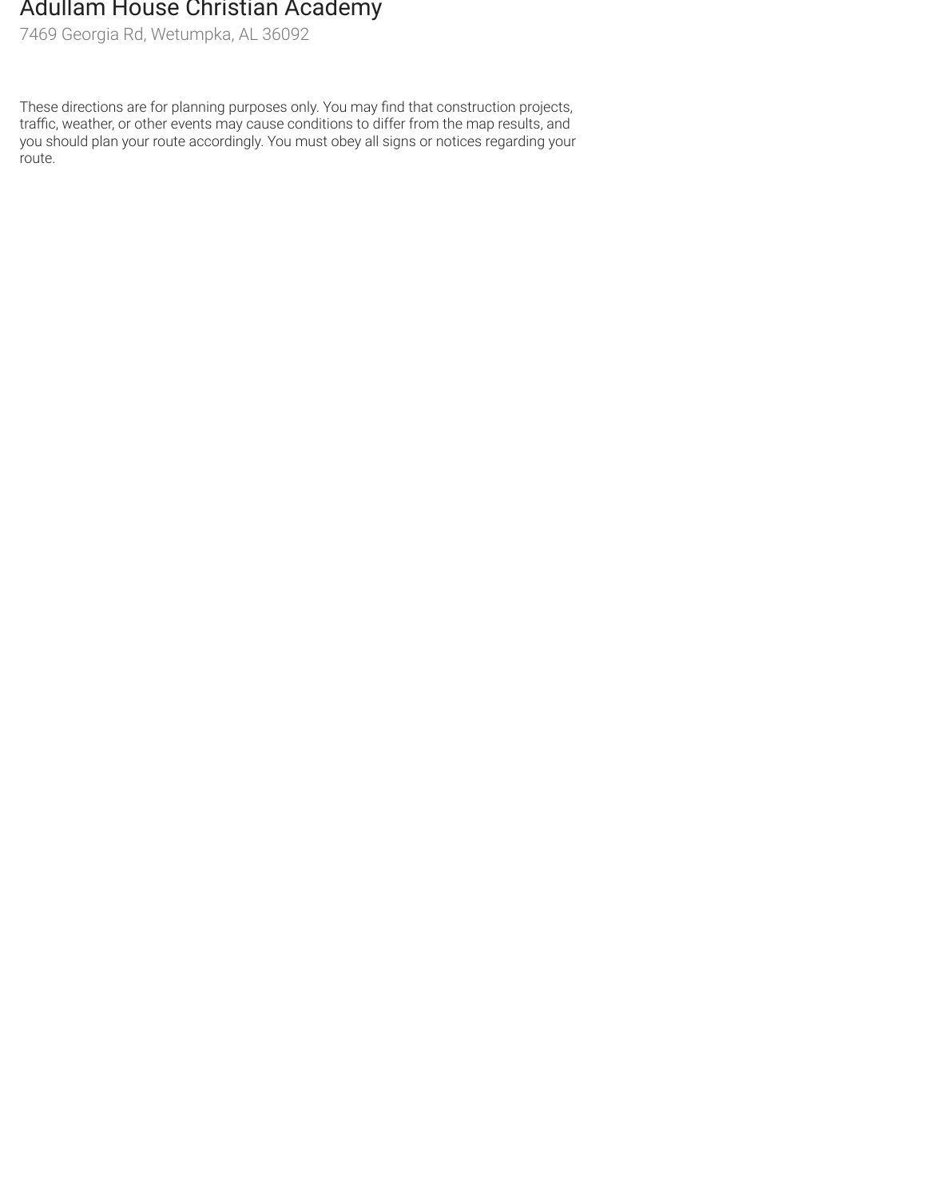# Adullam House Christian Academy

7469 Georgia Rd, Wetumpka, AL 36092

These directions are for planning purposes only. You may find that construction projects, traffic, weather, or other events may cause conditions to differ from the map results, and you should plan your route accordingly. You must obey all signs or notices regarding your route.